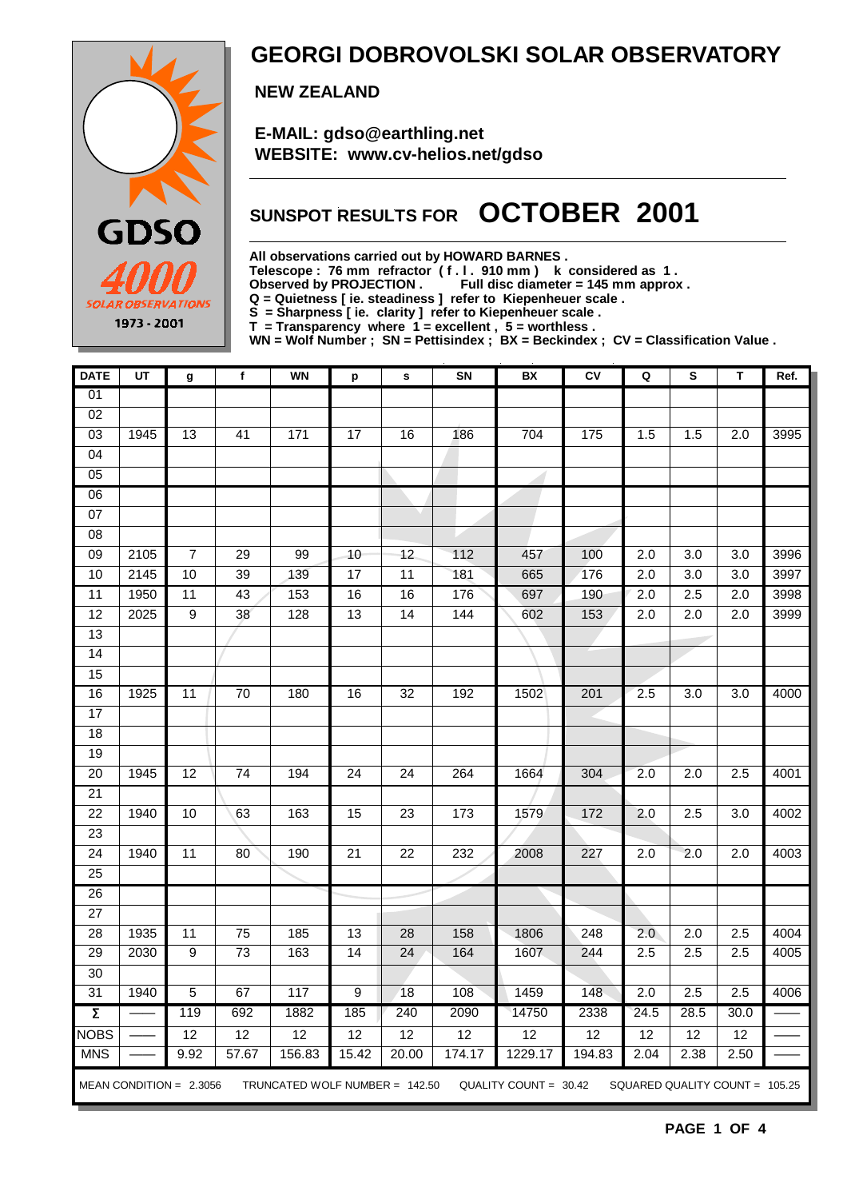# GEORGI DOBROVOLSKI SOLAR OBSERVATORY

**NEW ZEALAND**

**E-MAIL: gdso@earthling.net**
**WEBSITE: www.cv-helios.net/gdso**

GDSO 4000 SOLAR OBSERVATIONS 1973 - 2001

## SUNSPOT RESULTS FOR OCTOBER 2001

**All observations carried out by HOWARD BARNES .**
**Telescope : 76 mm refractor ( f . l . 910 mm ) k considered as 1 .**
**Observed by PROJECTION . Full disc diameter = 145 mm approx .**
**Q = Quietness [ ie. steadiness ] refer to Kiepenheuer scale .**
**S = Sharpness [ ie. clarity ] refer to Kiepenheuer scale .**
**T = Transparency where 1 = excellent , 5 = worthless .**
**WN = Wolf Number ; SN = Pettisindex ; BX = Beckindex ; CV = Classification Value .**

| DATE | UT | g | f | WN | p | s | SN | BX | CV | Q | S | T | Ref. |
|---|---|---|---|---|---|---|---|---|---|---|---|---|---|
| 01 | | | | | | | | | | | | | |
| 02 | | | | | | | | | | | | | |
| 03 | 1945 | 13 | 41 | 171 | 17 | 16 | 186 | 704 | 175 | 1.5 | 1.5 | 2.0 | 3995 |
| 04 | | | | | | | | | | | | | |
| 05 | | | | | | | | | | | | | |
| 06 | | | | | | | | | | | | | |
| 07 | | | | | | | | | | | | | |
| 08 | | | | | | | | | | | | | |
| 09 | 2105 | 7 | 29 | 99 | 10 | 12 | 112 | 457 | 100 | 2.0 | 3.0 | 3.0 | 3996 |
| 10 | 2145 | 10 | 39 | 139 | 17 | 11 | 181 | 665 | 176 | 2.0 | 3.0 | 3.0 | 3997 |
| 11 | 1950 | 11 | 43 | 153 | 16 | 16 | 176 | 697 | 190 | 2.0 | 2.5 | 2.0 | 3998 |
| 12 | 2025 | 9 | 38 | 128 | 13 | 14 | 144 | 602 | 153 | 2.0 | 2.0 | 2.0 | 3999 |
| 13 | | | | | | | | | | | | | |
| 14 | | | | | | | | | | | | | |
| 15 | | | | | | | | | | | | | |
| 16 | 1925 | 11 | 70 | 180 | 16 | 32 | 192 | 1502 | 201 | 2.5 | 3.0 | 3.0 | 4000 |
| 17 | | | | | | | | | | | | | |
| 18 | | | | | | | | | | | | | |
| 19 | | | | | | | | | | | | | |
| 20 | 1945 | 12 | 74 | 194 | 24 | 24 | 264 | 1664 | 304 | 2.0 | 2.0 | 2.5 | 4001 |
| 21 | | | | | | | | | | | | | |
| 22 | 1940 | 10 | 63 | 163 | 15 | 23 | 173 | 1579 | 172 | 2.0 | 2.5 | 3.0 | 4002 |
| 23 | | | | | | | | | | | | | |
| 24 | 1940 | 11 | 80 | 190 | 21 | 22 | 232 | 2008 | 227 | 2.0 | 2.0 | 2.0 | 4003 |
| 25 | | | | | | | | | | | | | |
| 26 | | | | | | | | | | | | | |
| 27 | | | | | | | | | | | | | |
| 28 | 1935 | 11 | 75 | 185 | 13 | 28 | 158 | 1806 | 248 | 2.0 | 2.0 | 2.5 | 4004 |
| 29 | 2030 | 9 | 73 | 163 | 14 | 24 | 164 | 1607 | 244 | 2.5 | 2.5 | 2.5 | 4005 |
| 30 | | | | | | | | | | | | | |
| 31 | 1940 | 5 | 67 | 117 | 9 | 18 | 108 | 1459 | 148 | 2.0 | 2.5 | 2.5 | 4006 |
| Σ | —— | 119 | 692 | 1882 | 185 | 240 | 2090 | 14750 | 2338 | 24.5 | 28.5 | 30.0 | —— |
| NOBS | —— | 12 | 12 | 12 | 12 | 12 | 12 | 12 | 12 | 12 | 12 | 12 | —— |
| MNS | —— | 9.92 | 57.67 | 156.83 | 15.42 | 20.00 | 174.17 | 1229.17 | 194.83 | 2.04 | 2.38 | 2.50 | —— |

MEAN CONDITION = 2.3056 TRUNCATED WOLF NUMBER = 142.50 QUALITY COUNT = 30.42 SQUARED QUALITY COUNT = 105.25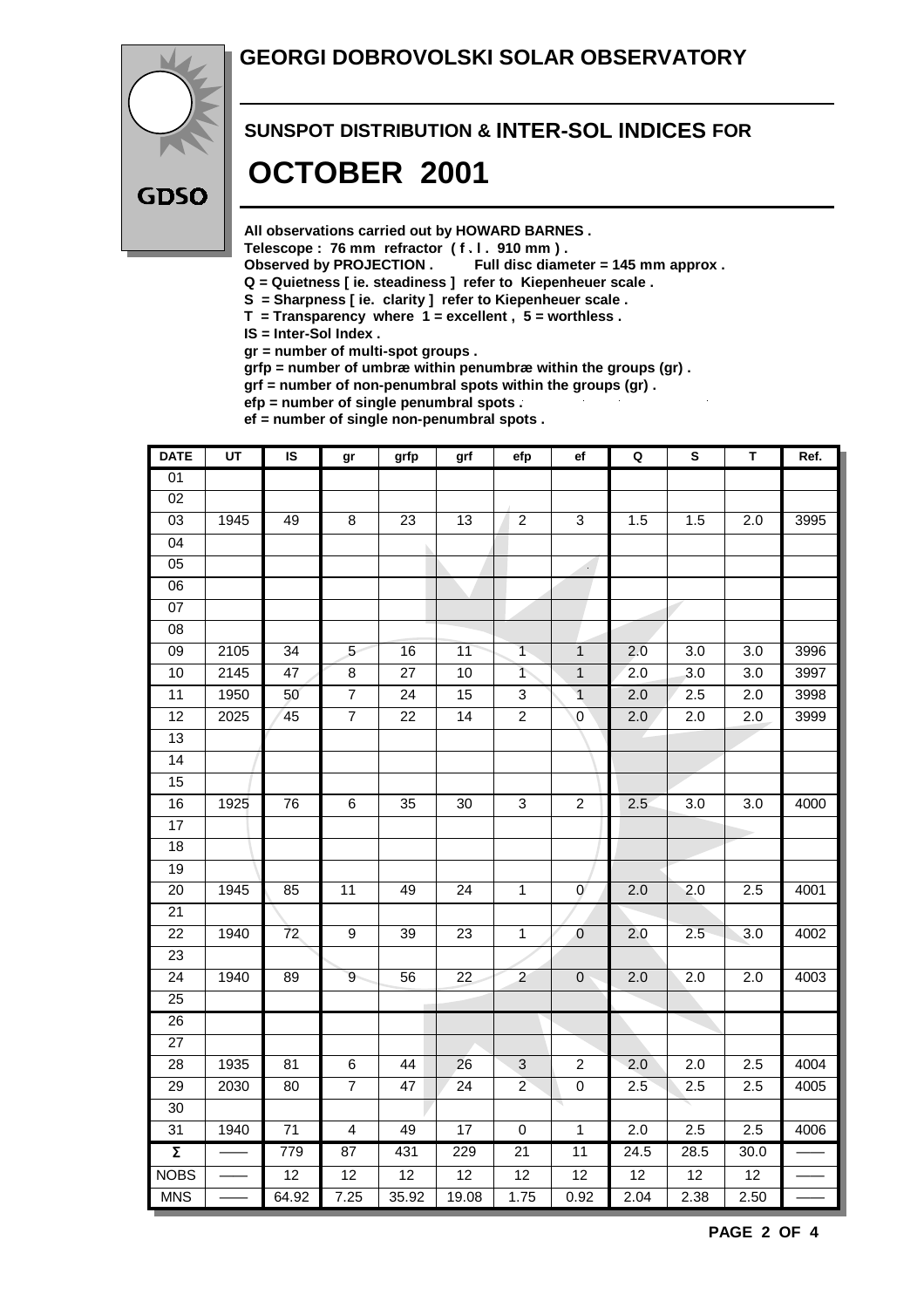# GEORGI DOBROVOLSKI SOLAR OBSERVATORY

GDSO

## SUNSPOT DISTRIBUTION & INTER-SOL INDICES FOR

# OCTOBER 2001

**All observations carried out by HOWARD BARNES .**
**Telescope : 76 mm refractor ( f . l . 910 mm ) .**
**Observed by PROJECTION . Full disc diameter = 145 mm approx .**
**Q = Quietness [ ie. steadiness ] refer to Kiepenheuer scale .**
**S = Sharpness [ ie. clarity ] refer to Kiepenheuer scale .**
**T = Transparency where 1 = excellent , 5 = worthless .**
**IS = Inter-Sol Index .**
**gr = number of multi-spot groups .**
**grfp = number of umbræ within penumbræ within the groups (gr) .**
**grf = number of non-penumbral spots within the groups (gr) .**
**efp = number of single penumbral spots .**
**ef = number of single non-penumbral spots .**

| DATE | UT | IS | gr | grfp | grf | efp | ef | Q | S | T | Ref. |
|---|---|---|---|---|---|---|---|---|---|---|---|
| 01 | | | | | | | | | | | |
| 02 | | | | | | | | | | | |
| 03 | 1945 | 49 | 8 | 23 | 13 | 2 | 3 | 1.5 | 1.5 | 2.0 | 3995 |
| 04 | | | | | | | | | | | |
| 05 | | | | | | | | | | | |
| 06 | | | | | | | | | | | |
| 07 | | | | | | | | | | | |
| 08 | | | | | | | | | | | |
| 09 | 2105 | 34 | 5 | 16 | 11 | 1 | 1 | 2.0 | 3.0 | 3.0 | 3996 |
| 10 | 2145 | 47 | 8 | 27 | 10 | 1 | 1 | 2.0 | 3.0 | 3.0 | 3997 |
| 11 | 1950 | 50 | 7 | 24 | 15 | 3 | 1 | 2.0 | 2.5 | 2.0 | 3998 |
| 12 | 2025 | 45 | 7 | 22 | 14 | 2 | 0 | 2.0 | 2.0 | 2.0 | 3999 |
| 13 | | | | | | | | | | | |
| 14 | | | | | | | | | | | |
| 15 | | | | | | | | | | | |
| 16 | 1925 | 76 | 6 | 35 | 30 | 3 | 2 | 2.5 | 3.0 | 3.0 | 4000 |
| 17 | | | | | | | | | | | |
| 18 | | | | | | | | | | | |
| 19 | | | | | | | | | | | |
| 20 | 1945 | 85 | 11 | 49 | 24 | 1 | 0 | 2.0 | 2.0 | 2.5 | 4001 |
| 21 | | | | | | | | | | | |
| 22 | 1940 | 72 | 9 | 39 | 23 | 1 | 0 | 2.0 | 2.5 | 3.0 | 4002 |
| 23 | | | | | | | | | | | |
| 24 | 1940 | 89 | 9 | 56 | 22 | 2 | 0 | 2.0 | 2.0 | 2.0 | 4003 |
| 25 | | | | | | | | | | | |
| 26 | | | | | | | | | | | |
| 27 | | | | | | | | | | | |
| 28 | 1935 | 81 | 6 | 44 | 26 | 3 | 2 | 2.0 | 2.0 | 2.5 | 4004 |
| 29 | 2030 | 80 | 7 | 47 | 24 | 2 | 0 | 2.5 | 2.5 | 2.5 | 4005 |
| 30 | | | | | | | | | | | |
| 31 | 1940 | 71 | 4 | 49 | 17 | 0 | 1 | 2.0 | 2.5 | 2.5 | 4006 |
| Σ | —— | 779 | 87 | 431 | 229 | 21 | 11 | 24.5 | 28.5 | 30.0 | —— |
| NOBS | —— | 12 | 12 | 12 | 12 | 12 | 12 | 12 | 12 | 12 | —— |
| MNS | —— | 64.92 | 7.25 | 35.92 | 19.08 | 1.75 | 0.92 | 2.04 | 2.38 | 2.50 | —— |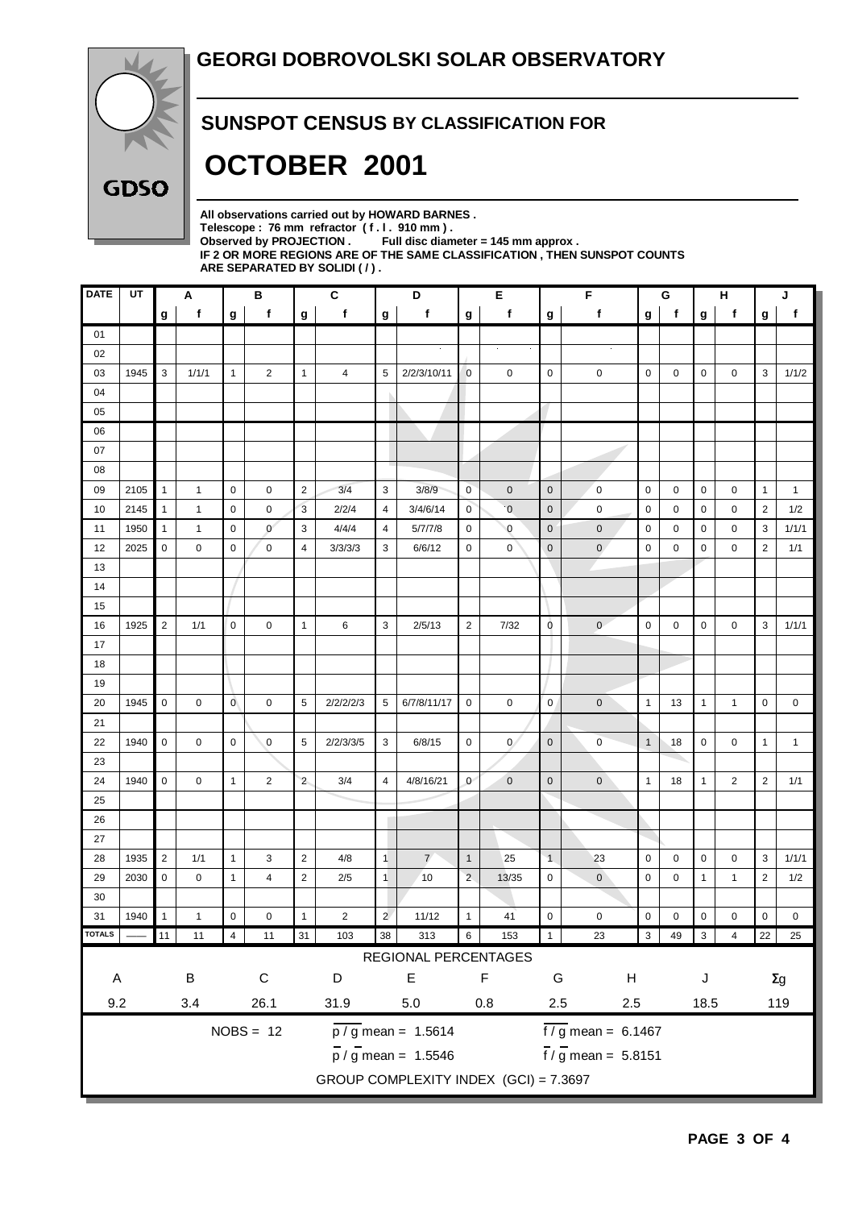# GEORGI DOBROVOLSKI SOLAR OBSERVATORY

## SUNSPOT CENSUS BY CLASSIFICATION FOR

# OCTOBER 2001

**All observations carried out by HOWARD BARNES .**
**Telescope : 76 mm refractor ( f . l . 910 mm ) .**
**Observed by PROJECTION . Full disc diameter = 145 mm approx .**
**IF 2 OR MORE REGIONS ARE OF THE SAME CLASSIFICATION , THEN SUNSPOT COUNTS ARE SEPARATED BY SOLIDI ( / ) .**

| DATE | UT | A | | B | | C | | D | | E | | F | | G | | H | | J | |
|---|---|---|---|---|---|---|---|---|---|---|---|---|---|---|---|---|---|---|---|
| | | g | f | g | f | g | f | g | f | g | f | g | f | g | f | g | f | g | f |
| 01 | | | | | | | | | | | | | | | | | | | |
| 02 | | | | | | | | | | | | | | | | | | | |
| 03 | 1945 | 3 | 1/1/1 | 1 | 2 | 1 | 4 | 5 | 2/2/3/10/11 | 0 | 0 | 0 | 0 | 0 | 0 | 0 | 0 | 3 | 1/1/2 |
| 04 | | | | | | | | | | | | | | | | | | | |
| 05 | | | | | | | | | | | | | | | | | | | |
| 06 | | | | | | | | | | | | | | | | | | | |
| 07 | | | | | | | | | | | | | | | | | | | |
| 08 | | | | | | | | | | | | | | | | | | | |
| 09 | 2105 | 1 | 1 | 0 | 0 | 2 | 3/4 | 3 | 3/8/9 | 0 | 0 | 0 | 0 | 0 | 0 | 0 | 0 | 1 | 1 |
| 10 | 2145 | 1 | 1 | 0 | 0 | 3 | 2/2/4 | 4 | 3/4/6/14 | 0 | 0 | 0 | 0 | 0 | 0 | 0 | 0 | 2 | 1/2 |
| 11 | 1950 | 1 | 1 | 0 | 0 | 3 | 4/4/4 | 4 | 5/7/7/8 | 0 | 0 | 0 | 0 | 0 | 0 | 0 | 0 | 3 | 1/1/1 |
| 12 | 2025 | 0 | 0 | 0 | 0 | 4 | 3/3/3/3 | 3 | 6/6/12 | 0 | 0 | 0 | 0 | 0 | 0 | 0 | 0 | 2 | 1/1 |
| 13 | | | | | | | | | | | | | | | | | | | |
| 14 | | | | | | | | | | | | | | | | | | | |
| 15 | | | | | | | | | | | | | | | | | | | |
| 16 | 1925 | 2 | 1/1 | 0 | 0 | 1 | 6 | 3 | 2/5/13 | 2 | 7/32 | 0 | 0 | 0 | 0 | 0 | 0 | 3 | 1/1/1 |
| 17 | | | | | | | | | | | | | | | | | | | |
| 18 | | | | | | | | | | | | | | | | | | | |
| 19 | | | | | | | | | | | | | | | | | | | |
| 20 | 1945 | 0 | 0 | 0 | 0 | 5 | 2/2/2/2/3 | 5 | 6/7/8/11/17 | 0 | 0 | 0 | 0 | 1 | 13 | 1 | 1 | 0 | 0 |
| 21 | | | | | | | | | | | | | | | | | | | |
| 22 | 1940 | 0 | 0 | 0 | 0 | 5 | 2/2/3/3/5 | 3 | 6/8/15 | 0 | 0 | 0 | 0 | 1 | 18 | 0 | 0 | 1 | 1 |
| 23 | | | | | | | | | | | | | | | | | | | |
| 24 | 1940 | 0 | 0 | 1 | 2 | 2 | 3/4 | 4 | 4/8/16/21 | 0 | 0 | 0 | 0 | 1 | 18 | 1 | 2 | 2 | 1/1 |
| 25 | | | | | | | | | | | | | | | | | | | |
| 26 | | | | | | | | | | | | | | | | | | | |
| 27 | | | | | | | | | | | | | | | | | | | |
| 28 | 1935 | 2 | 1/1 | 1 | 3 | 2 | 4/8 | 1 | 7 | 1 | 25 | 1 | 23 | 0 | 0 | 0 | 0 | 3 | 1/1/1 |
| 29 | 2030 | 0 | 0 | 1 | 4 | 2 | 2/5 | 1 | 10 | 2 | 13/35 | 0 | 0 | 0 | 0 | 1 | 1 | 2 | 1/2 |
| 30 | | | | | | | | | | | | | | | | | | | |
| 31 | 1940 | 1 | 1 | 0 | 0 | 1 | 2 | 2 | 11/12 | 1 | 41 | 0 | 0 | 0 | 0 | 0 | 0 | 0 | 0 |
| TOTALS | —— | 11 | 11 | 4 | 11 | 31 | 103 | 38 | 313 | 6 | 153 | 1 | 23 | 3 | 49 | 3 | 4 | 22 | 25 |

**REGIONAL PERCENTAGES**

| A | B | C | D | E | F | G | H | J | $\Sigma g$ |
|---|---|---|---|---|---|---|---|---|---|
| 9.2 | 3.4 | 26.1 | 31.9 | 5.0 | 0.8 | 2.5 | 2.5 | 18.5 | 119 |

NOBS = 12

$\overline{p} / \overline{g}$ mean = 1.5614

$\overline{f} / \overline{g}$ mean = 6.1467

$\overline{p} / \overline{g}$ mean = 1.5546

$\overline{f} / \overline{g}$ mean = 5.8151

GROUP COMPLEXITY INDEX (GCI) = 7.3697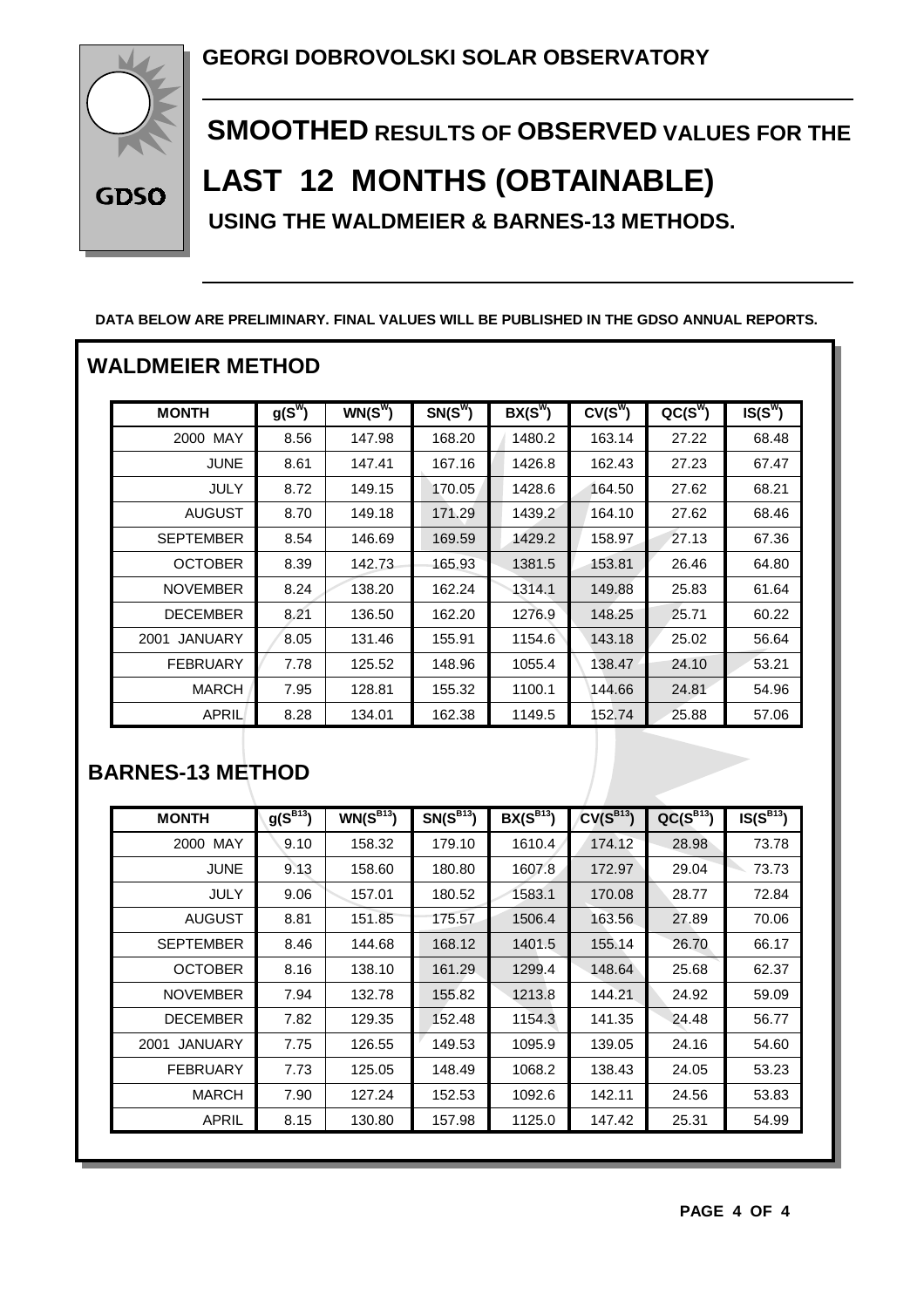# GEORGI DOBROVOLSKI SOLAR OBSERVATORY

GDSO

## SMOOTHED RESULTS OF OBSERVED VALUES FOR THE LAST 12 MONTHS (OBTAINABLE) USING THE WALDMEIER & BARNES-13 METHODS.

**DATA BELOW ARE PRELIMINARY. FINAL VALUES WILL BE PUBLISHED IN THE GDSO ANNUAL REPORTS.**

## WALDMEIER METHOD

| MONTH | $g(S^W)$ | $WN(S^W)$ | $SN(S^W)$ | $BX(S^W)$ | $CV(S^W)$ | $QC(S^W)$ | $IS(S^W)$ |
|---|---|---|---|---|---|---|---|
| 2000 MAY | 8.56 | 147.98 | 168.20 | 1480.2 | 163.14 | 27.22 | 68.48 |
| JUNE | 8.61 | 147.41 | 167.16 | 1426.8 | 162.43 | 27.23 | 67.47 |
| JULY | 8.72 | 149.15 | 170.05 | 1428.6 | 164.50 | 27.62 | 68.21 |
| AUGUST | 8.70 | 149.18 | 171.29 | 1439.2 | 164.10 | 27.62 | 68.46 |
| SEPTEMBER | 8.54 | 146.69 | 169.59 | 1429.2 | 158.97 | 27.13 | 67.36 |
| OCTOBER | 8.39 | 142.73 | 165.93 | 1381.5 | 153.81 | 26.46 | 64.80 |
| NOVEMBER | 8.24 | 138.20 | 162.24 | 1314.1 | 149.88 | 25.83 | 61.64 |
| DECEMBER | 8.21 | 136.50 | 162.20 | 1276.9 | 148.25 | 25.71 | 60.22 |
| 2001 JANUARY | 8.05 | 131.46 | 155.91 | 1154.6 | 143.18 | 25.02 | 56.64 |
| FEBRUARY | 7.78 | 125.52 | 148.96 | 1055.4 | 138.47 | 24.10 | 53.21 |
| MARCH | 7.95 | 128.81 | 155.32 | 1100.1 | 144.66 | 24.81 | 54.96 |
| APRIL | 8.28 | 134.01 | 162.38 | 1149.5 | 152.74 | 25.88 | 57.06 |

## BARNES-13 METHOD

| MONTH | $g(S^{B13})$ | $WN(S^{B13})$ | $SN(S^{B13})$ | $BX(S^{B13})$ | $CV(S^{B13})$ | $QC(S^{B13})$ | $IS(S^{B13})$ |
|---|---|---|---|---|---|---|---|
| 2000 MAY | 9.10 | 158.32 | 179.10 | 1610.4 | 174.12 | 28.98 | 73.78 |
| JUNE | 9.13 | 158.60 | 180.80 | 1607.8 | 172.97 | 29.04 | 73.73 |
| JULY | 9.06 | 157.01 | 180.52 | 1583.1 | 170.08 | 28.77 | 72.84 |
| AUGUST | 8.81 | 151.85 | 175.57 | 1506.4 | 163.56 | 27.89 | 70.06 |
| SEPTEMBER | 8.46 | 144.68 | 168.12 | 1401.5 | 155.14 | 26.70 | 66.17 |
| OCTOBER | 8.16 | 138.10 | 161.29 | 1299.4 | 148.64 | 25.68 | 62.37 |
| NOVEMBER | 7.94 | 132.78 | 155.82 | 1213.8 | 144.21 | 24.92 | 59.09 |
| DECEMBER | 7.82 | 129.35 | 152.48 | 1154.3 | 141.35 | 24.48 | 56.77 |
| 2001 JANUARY | 7.75 | 126.55 | 149.53 | 1095.9 | 139.05 | 24.16 | 54.60 |
| FEBRUARY | 7.73 | 125.05 | 148.49 | 1068.2 | 138.43 | 24.05 | 53.23 |
| MARCH | 7.90 | 127.24 | 152.53 | 1092.6 | 142.11 | 24.56 | 53.83 |
| APRIL | 8.15 | 130.80 | 157.98 | 1125.0 | 147.42 | 25.31 | 54.99 |